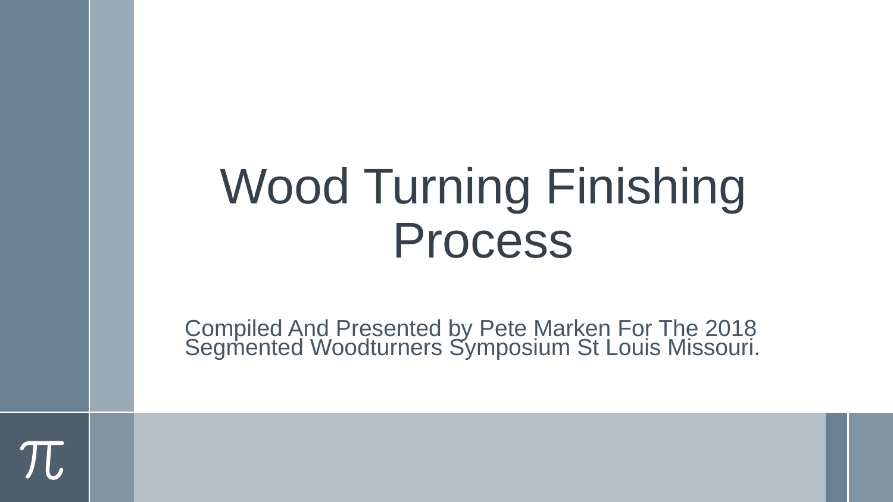# Wood Turning Finishing Process

Compiled And Presented by Pete Marken For The 2018 Segmented Woodturners Symposium St Louis Missouri.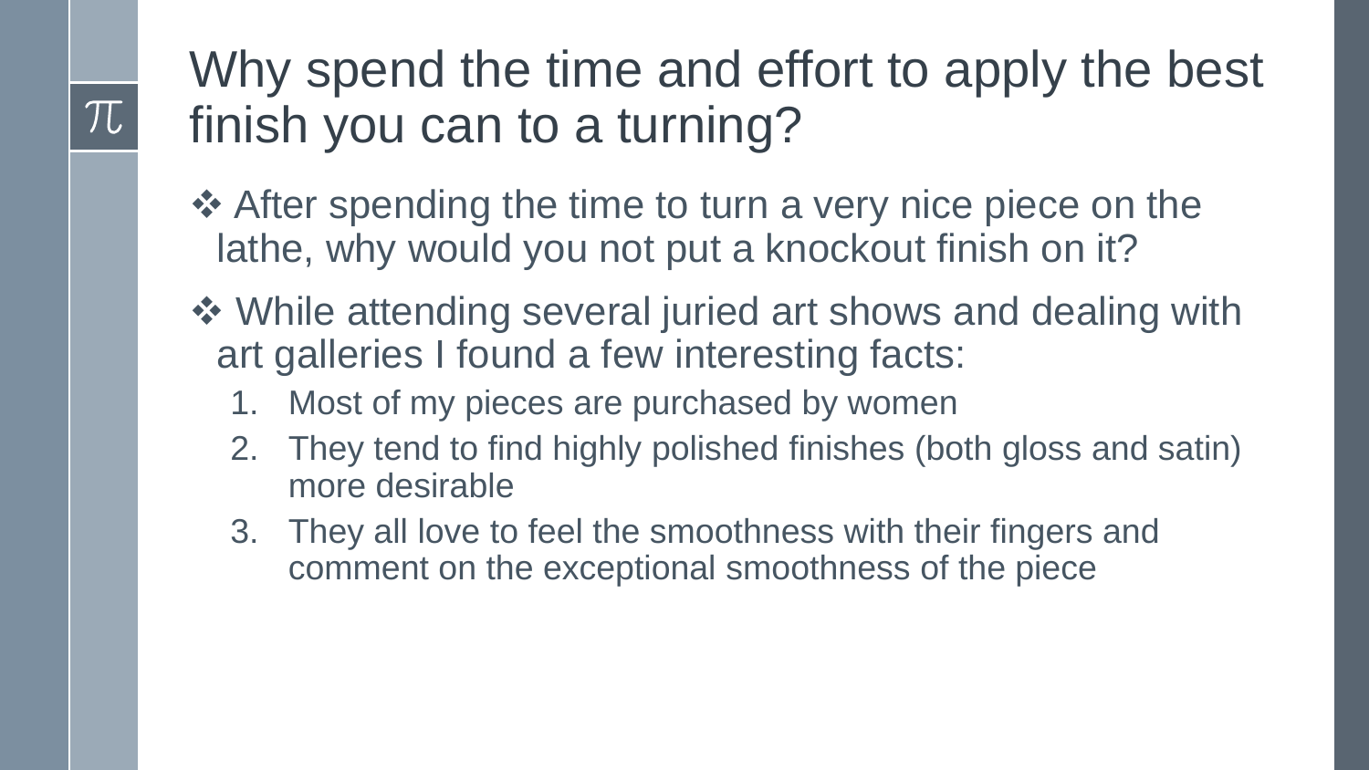# Why spend the time and effort to apply the best finish you can to a turning?

- ❖ After spending the time to turn a very nice piece on the lathe, why would you not put a knockout finish on it?
- ❖ While attending several juried art shows and dealing with art galleries I found a few interesting facts:
  1. Most of my pieces are purchased by women
  2. They tend to find highly polished finishes (both gloss and satin) more desirable
  3. They all love to feel the smoothness with their fingers and comment on the exceptional smoothness of the piece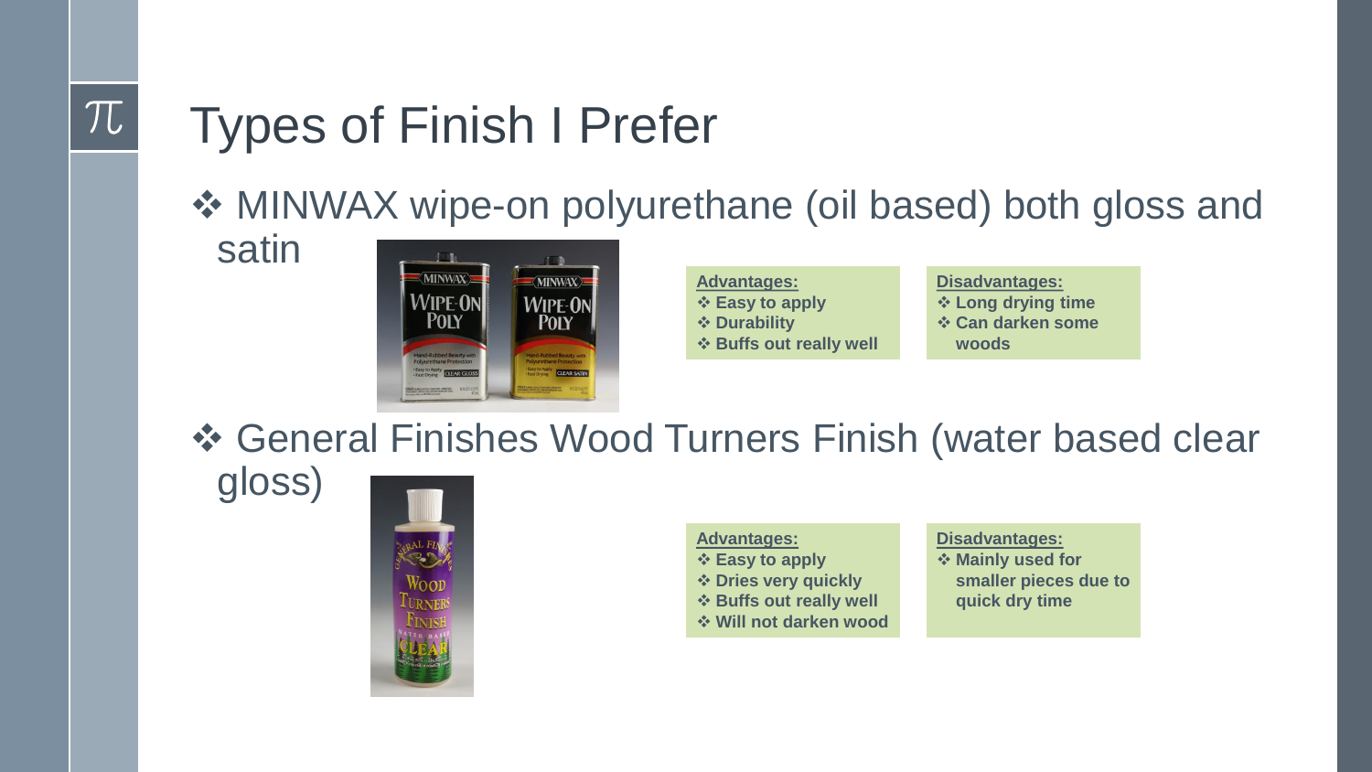# Types of Finish I Prefer

- MINWAX wipe-on polyurethane (oil based) both gloss and satin

**Advantages:**
- **Easy to apply**
- **Durability**
- **Buffs out really well**

**Disadvantages:**
- **Long drying time**
- **Can darken some woods**

- General Finishes Wood Turners Finish (water based clear gloss)

**Advantages:**
- **Easy to apply**
- **Dries very quickly**
- **Buffs out really well**
- **Will not darken wood**

**Disadvantages:**
- **Mainly used for smaller pieces due to quick dry time**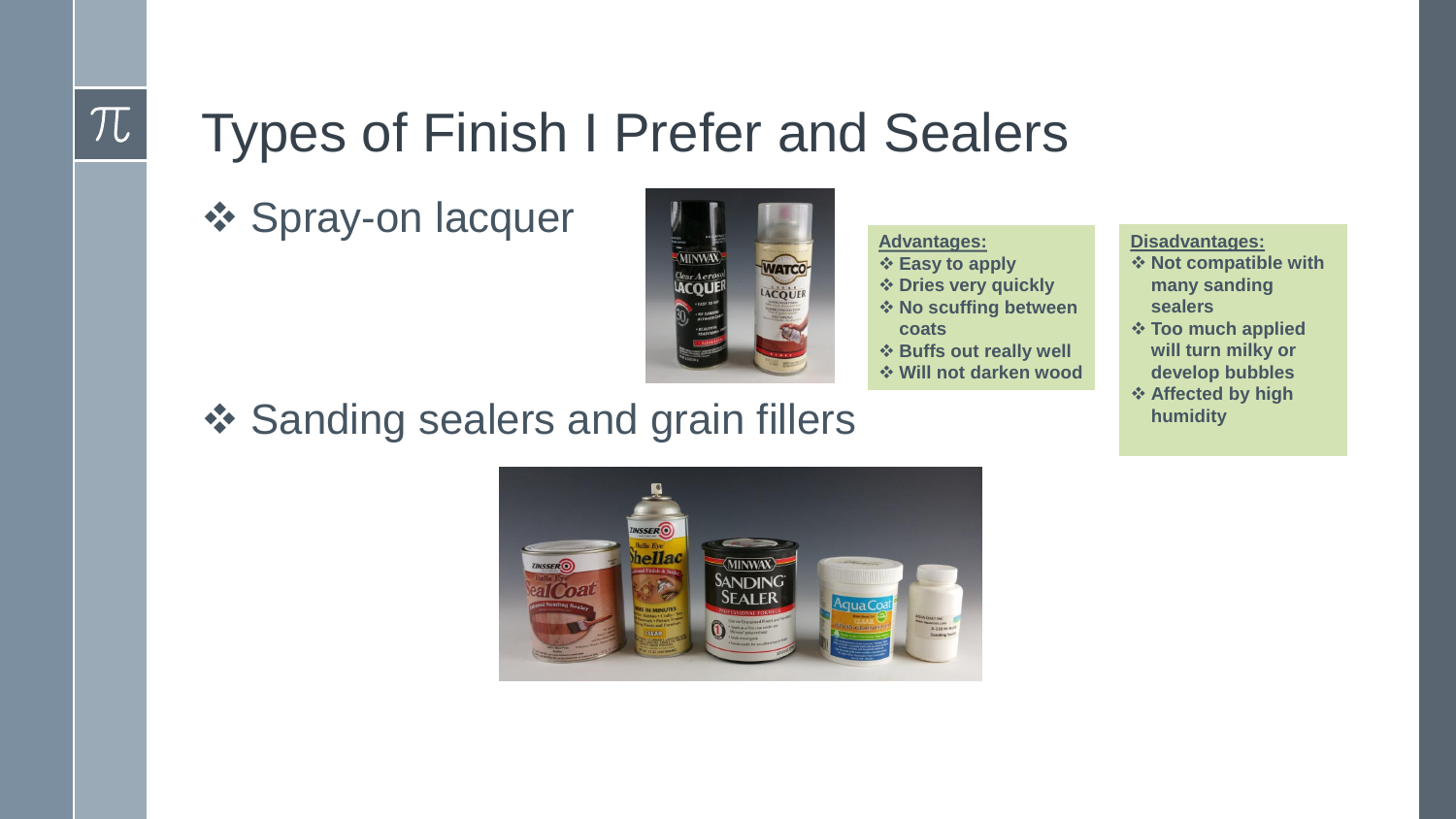# Types of Finish I Prefer and Sealers

- Spray-on lacquer

**Advantages:**

- Easy to apply
- Dries very quickly
- No scuffing between coats
- Buffs out really well
- Will not darken wood

**Disadvantages:**

- Not compatible with many sanding sealers
- Too much applied will turn milky or develop bubbles
- Affected by high humidity

- Sanding sealers and grain fillers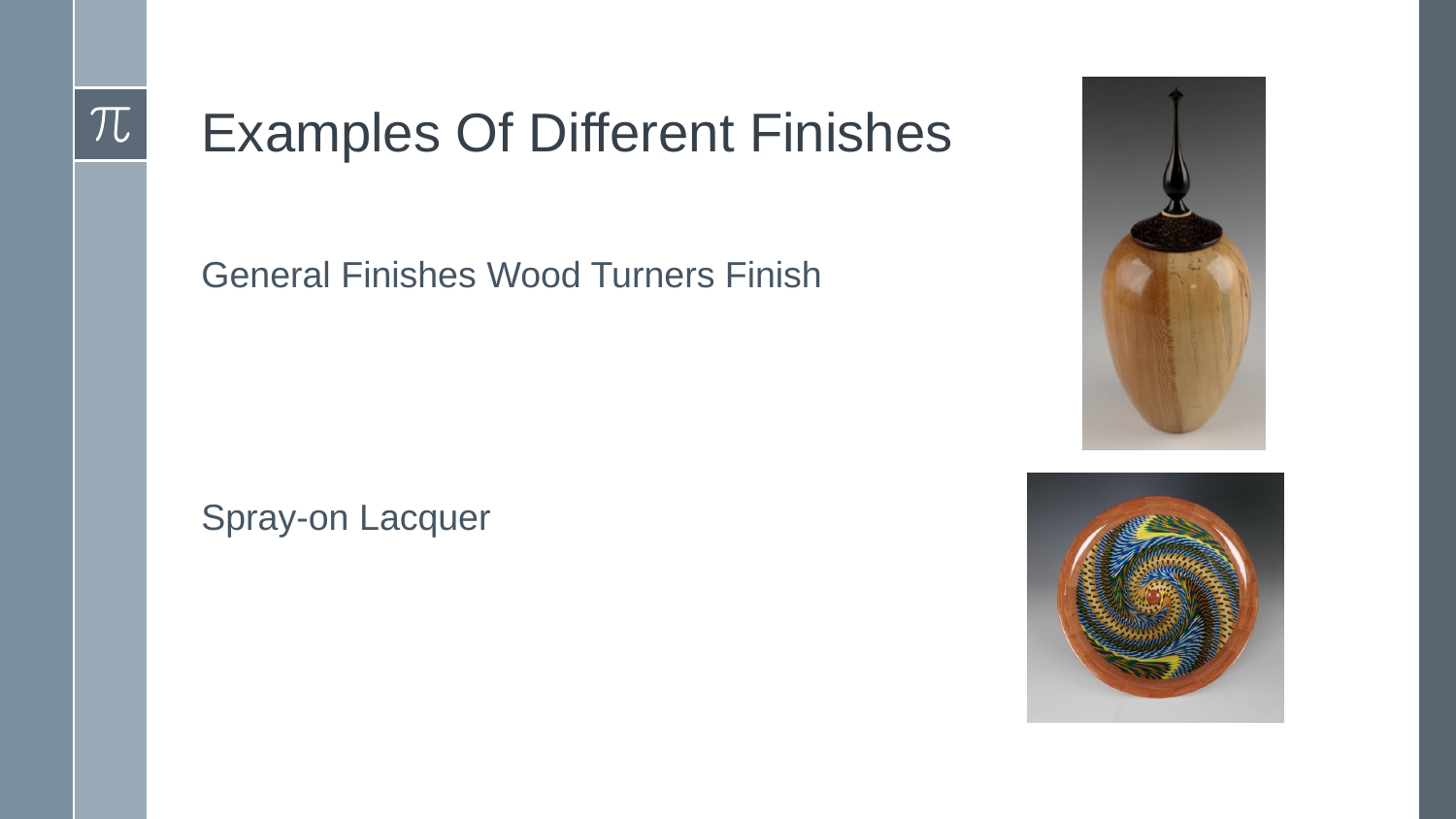# Examples Of Different Finishes

General Finishes Wood Turners Finish

Spray-on Lacquer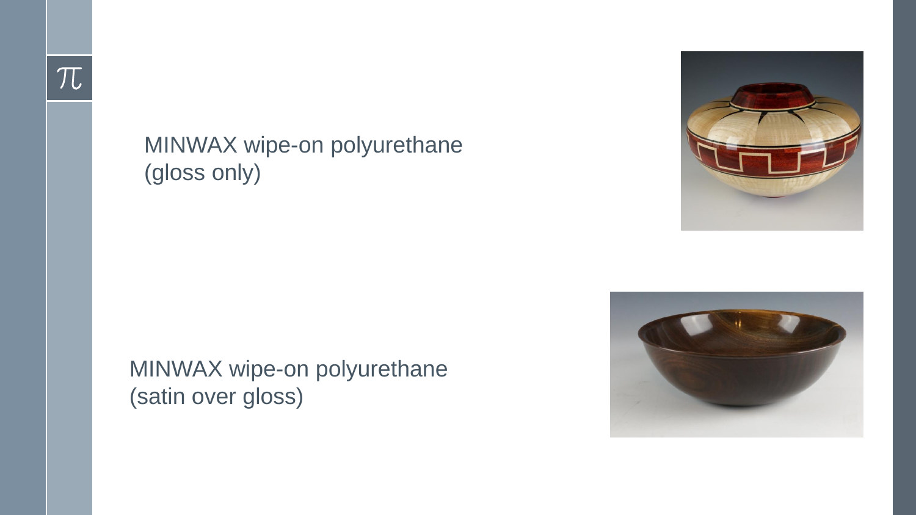MINWAX wipe-on polyurethane (gloss only)

MINWAX wipe-on polyurethane (satin over gloss)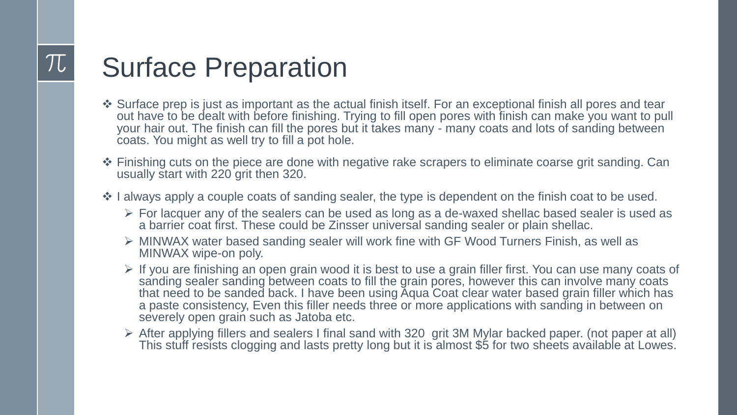# Surface Preparation

- Surface prep is just as important as the actual finish itself. For an exceptional finish all pores and tear out have to be dealt with before finishing. Trying to fill open pores with finish can make you want to pull your hair out. The finish can fill the pores but it takes many - many coats and lots of sanding between coats. You might as well try to fill a pot hole.
- Finishing cuts on the piece are done with negative rake scrapers to eliminate coarse grit sanding. Can usually start with 220 grit then 320.
- I always apply a couple coats of sanding sealer, the type is dependent on the finish coat to be used.
  - For lacquer any of the sealers can be used as long as a de-waxed shellac based sealer is used as a barrier coat first. These could be Zinsser universal sanding sealer or plain shellac.
  - MINWAX water based sanding sealer will work fine with GF Wood Turners Finish, as well as MINWAX wipe-on poly.
  - If you are finishing an open grain wood it is best to use a grain filler first. You can use many coats of sanding sealer sanding between coats to fill the grain pores, however this can involve many coats that need to be sanded back. I have been using Aqua Coat clear water based grain filler which has a paste consistency, Even this filler needs three or more applications with sanding in between on severely open grain such as Jatoba etc.
  - After applying fillers and sealers I final sand with 320 grit 3M Mylar backed paper. (not paper at all) This stuff resists clogging and lasts pretty long but it is almost $5 for two sheets available at Lowes.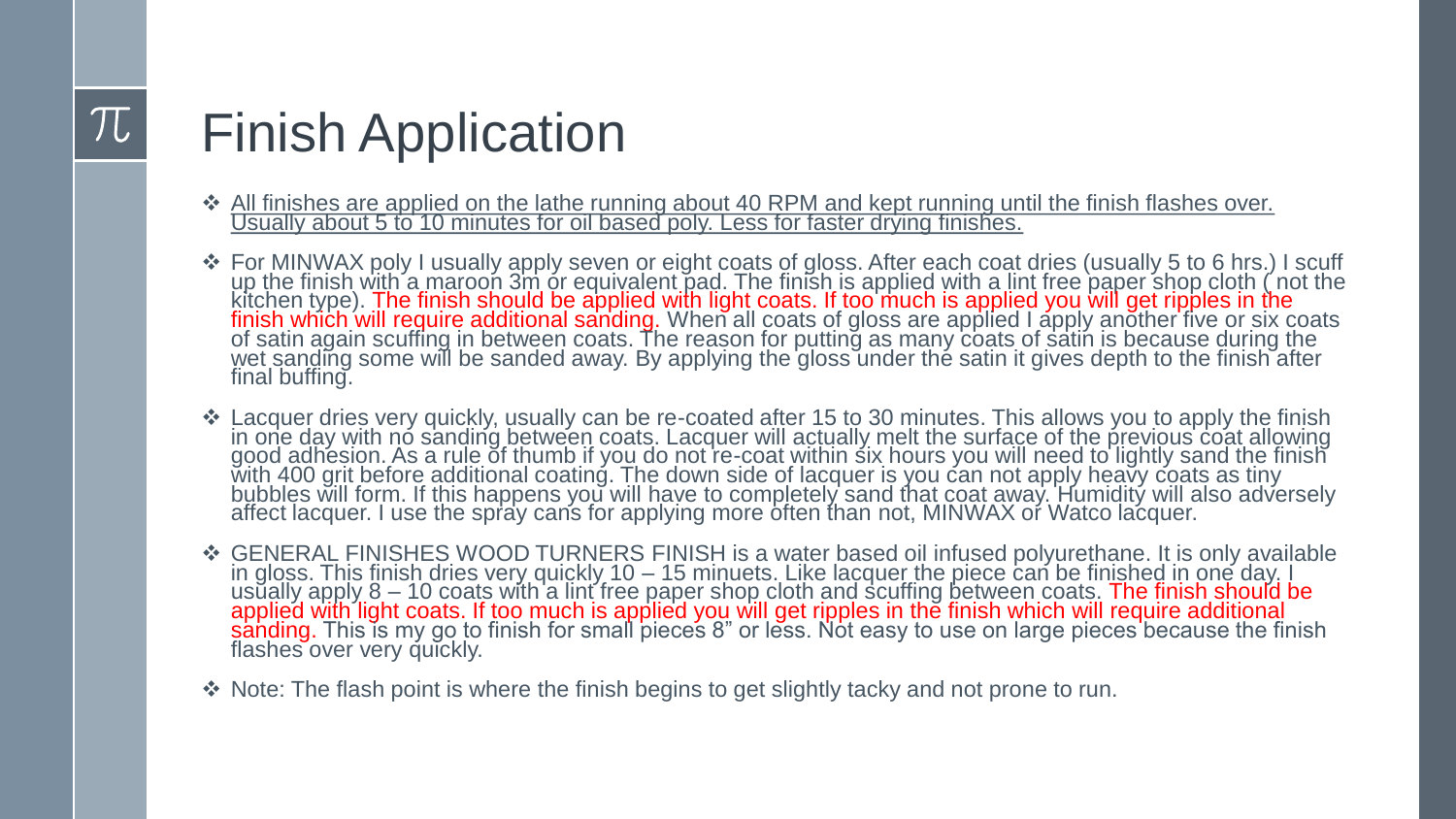# Finish Application

- All finishes are applied on the lathe running about 40 RPM and kept running until the finish flashes over. Usually about 5 to 10 minutes for oil based poly. Less for faster drying finishes.
- For MINWAX poly I usually apply seven or eight coats of gloss. After each coat dries (usually 5 to 6 hrs.) I scuff up the finish with a maroon 3m or equivalent pad. The finish is applied with a lint free paper shop cloth ( not the kitchen type). The finish should be applied with light coats. If too much is applied you will get ripples in the finish which will require additional sanding. When all coats of gloss are applied I apply another five or six coats of satin again scuffing in between coats. The reason for putting as many coats of satin is because during the wet sanding some will be sanded away. By applying the gloss under the satin it gives depth to the finish after final buffing.
- Lacquer dries very quickly, usually can be re-coated after 15 to 30 minutes. This allows you to apply the finish in one day with no sanding between coats. Lacquer will actually melt the surface of the previous coat allowing good adhesion. As a rule of thumb if you do not re-coat within six hours you will need to lightly sand the finish with 400 grit before additional coating. The down side of lacquer is you can not apply heavy coats as tiny bubbles will form. If this happens you will have to completely sand that coat away. Humidity will also adversely affect lacquer. I use the spray cans for applying more often than not, MINWAX or Watco lacquer.
- GENERAL FINISHES WOOD TURNERS FINISH is a water based oil infused polyurethane. It is only available in gloss. This finish dries very quickly 10 – 15 minuets. Like lacquer the piece can be finished in one day. I usually apply 8 – 10 coats with a lint free paper shop cloth and scuffing between coats. The finish should be applied with light coats. If too much is applied you will get ripples in the finish which will require additional sanding. This is my go to finish for small pieces 8" or less. Not easy to use on large pieces because the finish flashes over very quickly.
- Note: The flash point is where the finish begins to get slightly tacky and not prone to run.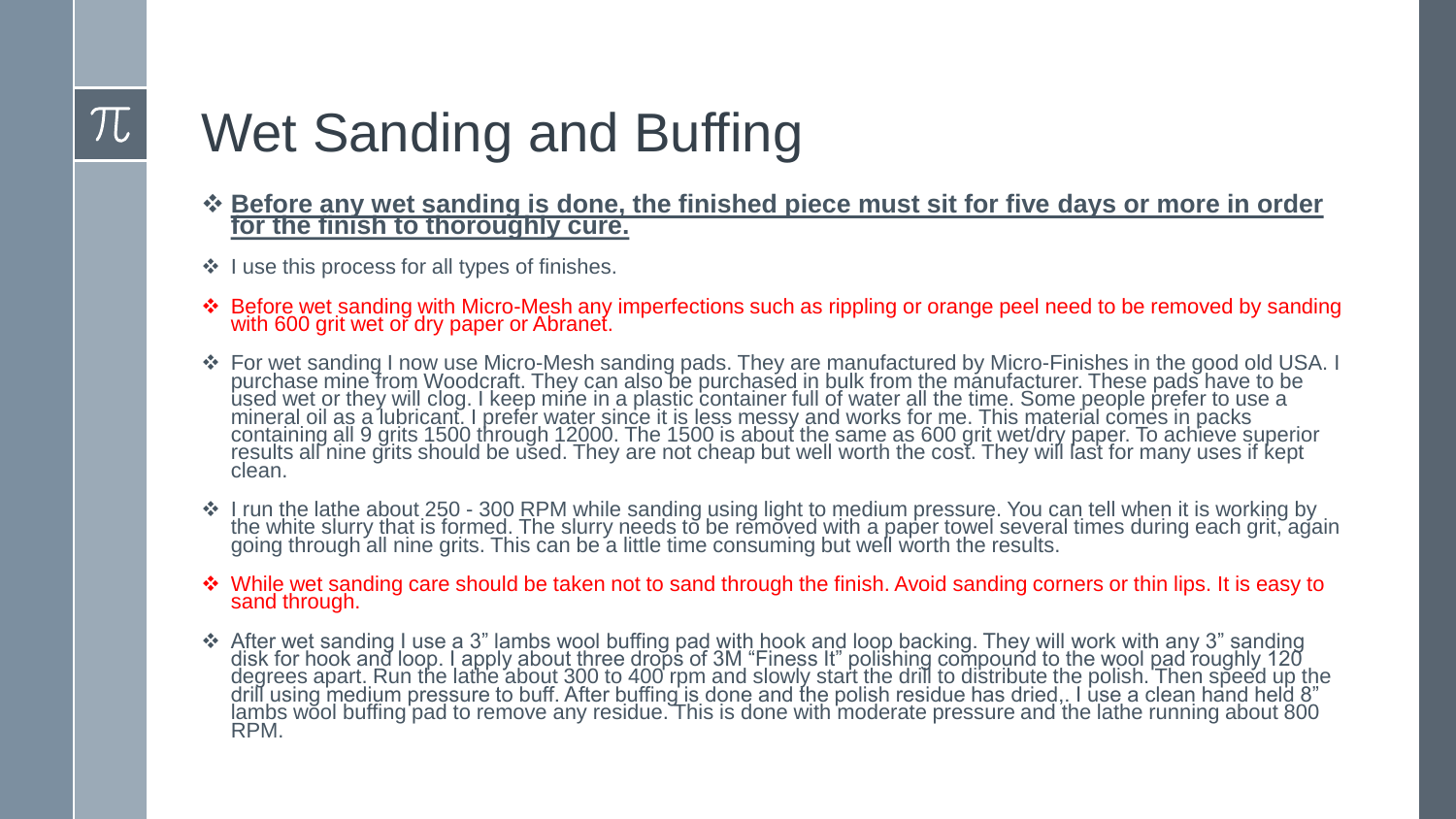# Wet Sanding and Buffing

- **Before any wet sanding is done, the finished piece must sit for five days or more in order for the finish to thoroughly cure.**
- I use this process for all types of finishes.
- Before wet sanding with Micro-Mesh any imperfections such as rippling or orange peel need to be removed by sanding with 600 grit wet or dry paper or Abranet.
- For wet sanding I now use Micro-Mesh sanding pads. They are manufactured by Micro-Finishes in the good old USA. I purchase mine from Woodcraft. They can also be purchased in bulk from the manufacturer. These pads have to be used wet or they will clog. I keep mine in a plastic container full of water all the time. Some people prefer to use a mineral oil as a lubricant. I prefer water since it is less messy and works for me. This material comes in packs containing all 9 grits 1500 through 12000. The 1500 is about the same as 600 grit wet/dry paper. To achieve superior results all nine grits should be used. They are not cheap but well worth the cost. They will last for many uses if kept clean.
- I run the lathe about 250 - 300 RPM while sanding using light to medium pressure. You can tell when it is working by the white slurry that is formed. The slurry needs to be removed with a paper towel several times during each grit, again going through all nine grits. This can be a little time consuming but well worth the results.
- While wet sanding care should be taken not to sand through the finish. Avoid sanding corners or thin lips. It is easy to sand through.
- After wet sanding I use a 3" lambs wool buffing pad with hook and loop backing. They will work with any 3" sanding disk for hook and loop. I apply about three drops of 3M "Finess It" polishing compound to the wool pad roughly 120 degrees apart. Run the lathe about 300 to 400 rpm and slowly start the drill to distribute the polish. Then speed up the drill using medium pressure to buff. After buffing is done and the polish residue has dried,. I use a clean hand held 8" lambs wool buffing pad to remove any residue. This is done with moderate pressure and the lathe running about 800 RPM.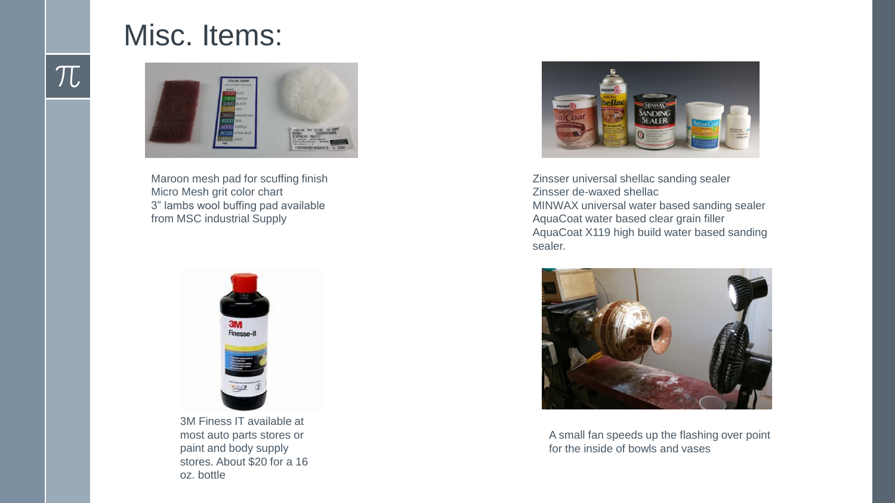# Misc. Items:

Maroon mesh pad for scuffing finish
Micro Mesh grit color chart
3” lambs wool buffing pad available from MSC industrial Supply

Zinsser universal shellac sanding sealer
Zinsser de-waxed shellac
MINWAX universal water based sanding sealer
AquaCoat water based clear grain filler
AquaCoat X119 high build water based sanding sealer.

3M Finess IT available at most auto parts stores or paint and body supply stores. About $20 for a 16 oz. bottle

A small fan speeds up the flashing over point for the inside of bowls and vases